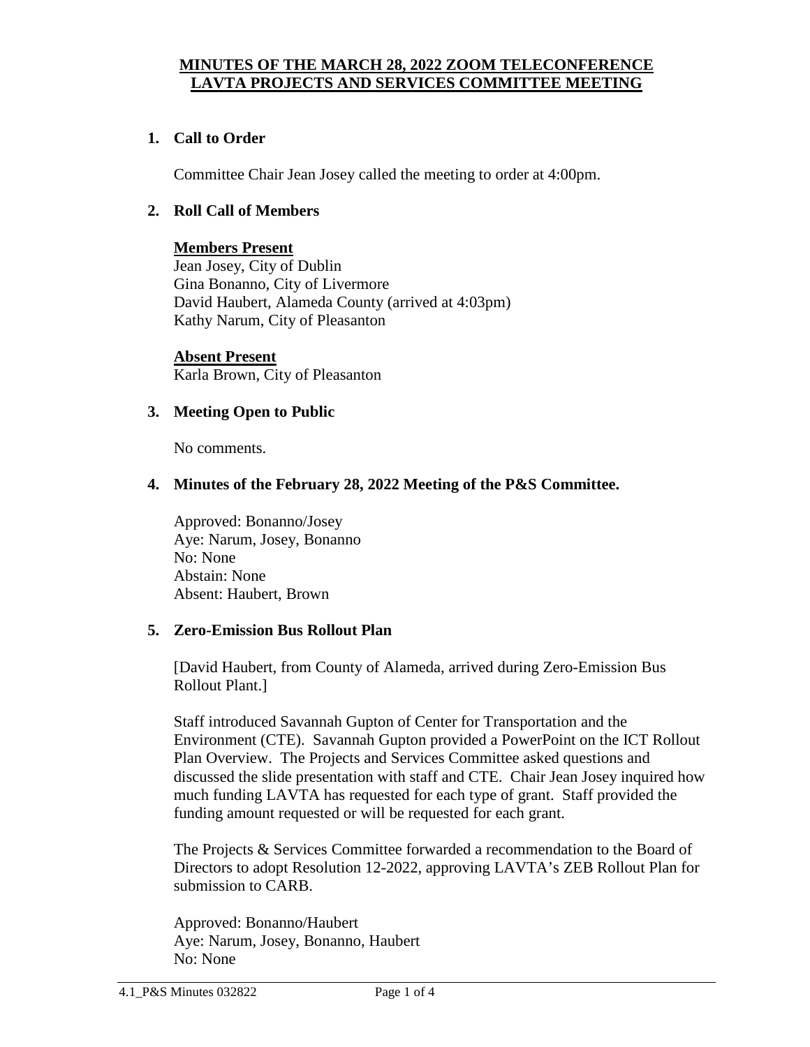# MINUTES OF THE MARCH 28, 2022 ZOOM TELECONFERENCE LAVTA PROJECTS AND SERVICES COMMITTEE MEETING

## 1. Call to Order

Committee Chair Jean Josey called the meeting to order at 4:00pm.

## 2. Roll Call of Members

**Members Present**

Jean Josey, City of Dublin
Gina Bonanno, City of Livermore
David Haubert, Alameda County (arrived at 4:03pm)
Kathy Narum, City of Pleasanton

**Absent Present**

Karla Brown, City of Pleasanton

## 3. Meeting Open to Public

No comments.

## 4. Minutes of the February 28, 2022 Meeting of the P&S Committee.

Approved: Bonanno/Josey
Aye: Narum, Josey, Bonanno
No: None
Abstain: None
Absent: Haubert, Brown

## 5. Zero-Emission Bus Rollout Plan

[David Haubert, from County of Alameda, arrived during Zero-Emission Bus Rollout Plant.]

Staff introduced Savannah Gupton of Center for Transportation and the Environment (CTE). Savannah Gupton provided a PowerPoint on the ICT Rollout Plan Overview. The Projects and Services Committee asked questions and discussed the slide presentation with staff and CTE. Chair Jean Josey inquired how much funding LAVTA has requested for each type of grant. Staff provided the funding amount requested or will be requested for each grant.

The Projects & Services Committee forwarded a recommendation to the Board of Directors to adopt Resolution 12-2022, approving LAVTA's ZEB Rollout Plan for submission to CARB.

Approved: Bonanno/Haubert
Aye: Narum, Josey, Bonanno, Haubert
No: None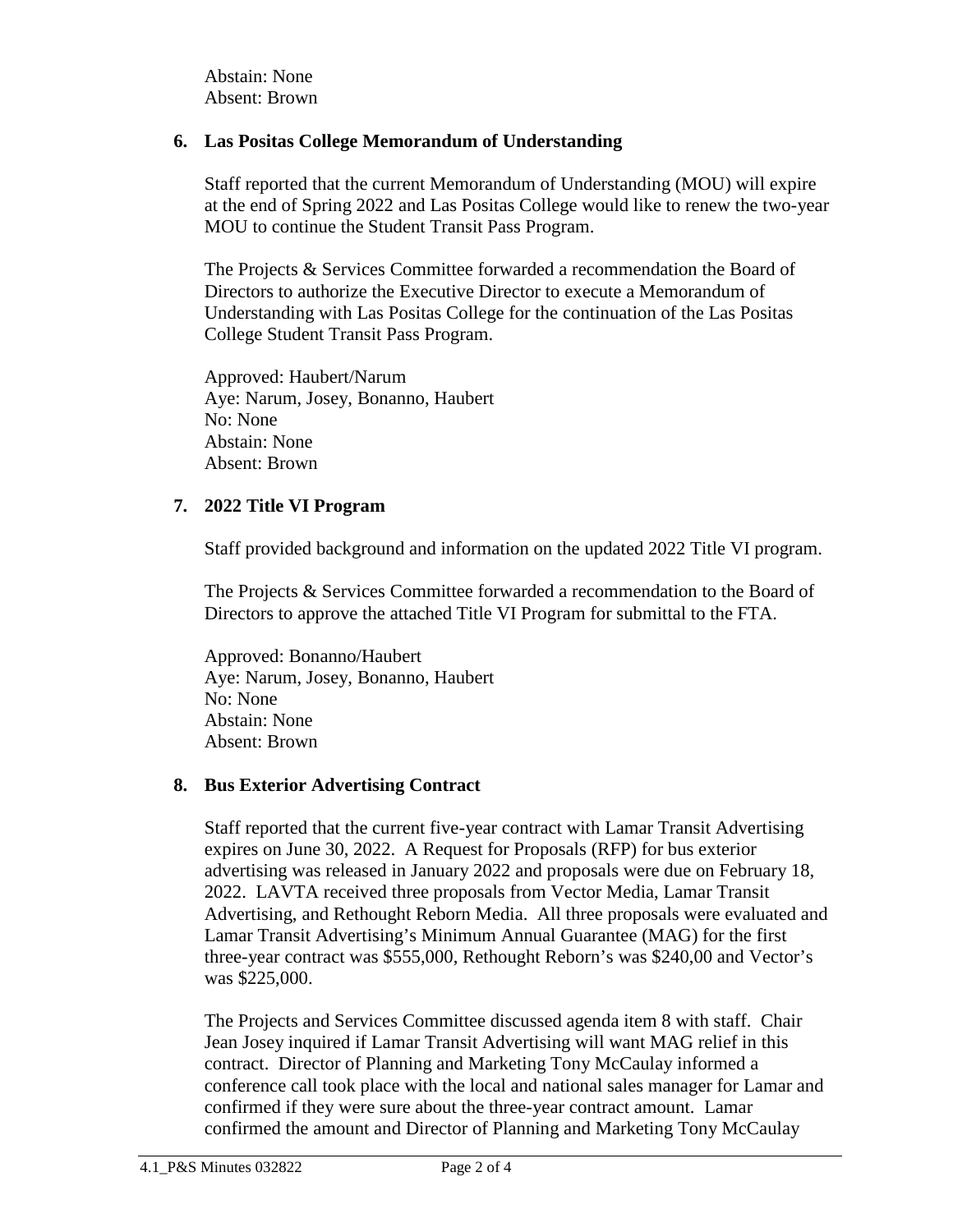Abstain: None
Absent: Brown

**6. Las Positas College Memorandum of Understanding**

Staff reported that the current Memorandum of Understanding (MOU) will expire at the end of Spring 2022 and Las Positas College would like to renew the two-year MOU to continue the Student Transit Pass Program.

The Projects & Services Committee forwarded a recommendation the Board of Directors to authorize the Executive Director to execute a Memorandum of Understanding with Las Positas College for the continuation of the Las Positas College Student Transit Pass Program.

Approved: Haubert/Narum
Aye: Narum, Josey, Bonanno, Haubert
No: None
Abstain: None
Absent: Brown

**7. 2022 Title VI Program**

Staff provided background and information on the updated 2022 Title VI program.

The Projects & Services Committee forwarded a recommendation to the Board of Directors to approve the attached Title VI Program for submittal to the FTA.

Approved: Bonanno/Haubert
Aye: Narum, Josey, Bonanno, Haubert
No: None
Abstain: None
Absent: Brown

**8. Bus Exterior Advertising Contract**

Staff reported that the current five-year contract with Lamar Transit Advertising expires on June 30, 2022. A Request for Proposals (RFP) for bus exterior advertising was released in January 2022 and proposals were due on February 18, 2022. LAVTA received three proposals from Vector Media, Lamar Transit Advertising, and Rethought Reborn Media. All three proposals were evaluated and Lamar Transit Advertising's Minimum Annual Guarantee (MAG) for the first three-year contract was $555,000, Rethought Reborn's was $240,00 and Vector's was $225,000.

The Projects and Services Committee discussed agenda item 8 with staff. Chair Jean Josey inquired if Lamar Transit Advertising will want MAG relief in this contract. Director of Planning and Marketing Tony McCaulay informed a conference call took place with the local and national sales manager for Lamar and confirmed if they were sure about the three-year contract amount. Lamar confirmed the amount and Director of Planning and Marketing Tony McCaulay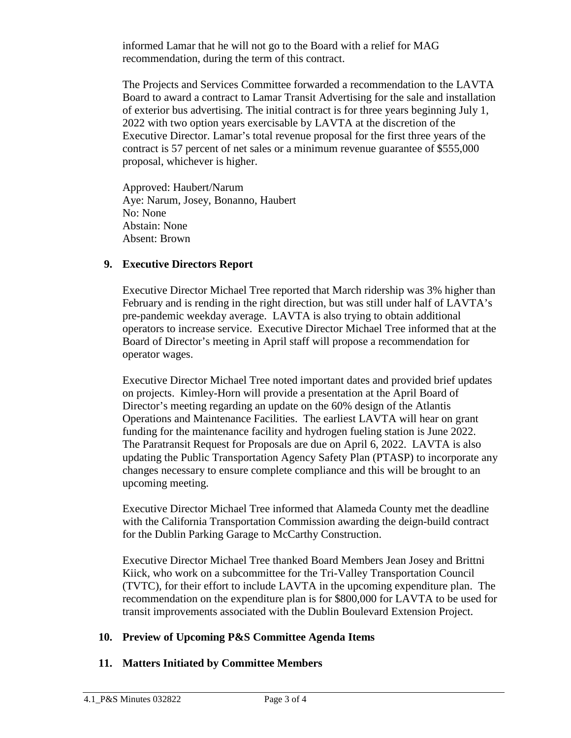informed Lamar that he will not go to the Board with a relief for MAG recommendation, during the term of this contract.

The Projects and Services Committee forwarded a recommendation to the LAVTA Board to award a contract to Lamar Transit Advertising for the sale and installation of exterior bus advertising. The initial contract is for three years beginning July 1, 2022 with two option years exercisable by LAVTA at the discretion of the Executive Director. Lamar's total revenue proposal for the first three years of the contract is 57 percent of net sales or a minimum revenue guarantee of $555,000 proposal, whichever is higher.

Approved: Haubert/Narum
Aye: Narum, Josey, Bonanno, Haubert
No: None
Abstain: None
Absent: Brown

## 9. Executive Directors Report

Executive Director Michael Tree reported that March ridership was 3% higher than February and is rending in the right direction, but was still under half of LAVTA's pre-pandemic weekday average. LAVTA is also trying to obtain additional operators to increase service. Executive Director Michael Tree informed that at the Board of Director's meeting in April staff will propose a recommendation for operator wages.

Executive Director Michael Tree noted important dates and provided brief updates on projects. Kimley-Horn will provide a presentation at the April Board of Director's meeting regarding an update on the 60% design of the Atlantis Operations and Maintenance Facilities. The earliest LAVTA will hear on grant funding for the maintenance facility and hydrogen fueling station is June 2022. The Paratransit Request for Proposals are due on April 6, 2022. LAVTA is also updating the Public Transportation Agency Safety Plan (PTASP) to incorporate any changes necessary to ensure complete compliance and this will be brought to an upcoming meeting.

Executive Director Michael Tree informed that Alameda County met the deadline with the California Transportation Commission awarding the deign-build contract for the Dublin Parking Garage to McCarthy Construction.

Executive Director Michael Tree thanked Board Members Jean Josey and Brittni Kiick, who work on a subcommittee for the Tri-Valley Transportation Council (TVTC), for their effort to include LAVTA in the upcoming expenditure plan. The recommendation on the expenditure plan is for $800,000 for LAVTA to be used for transit improvements associated with the Dublin Boulevard Extension Project.

## 10. Preview of Upcoming P&S Committee Agenda Items

## 11. Matters Initiated by Committee Members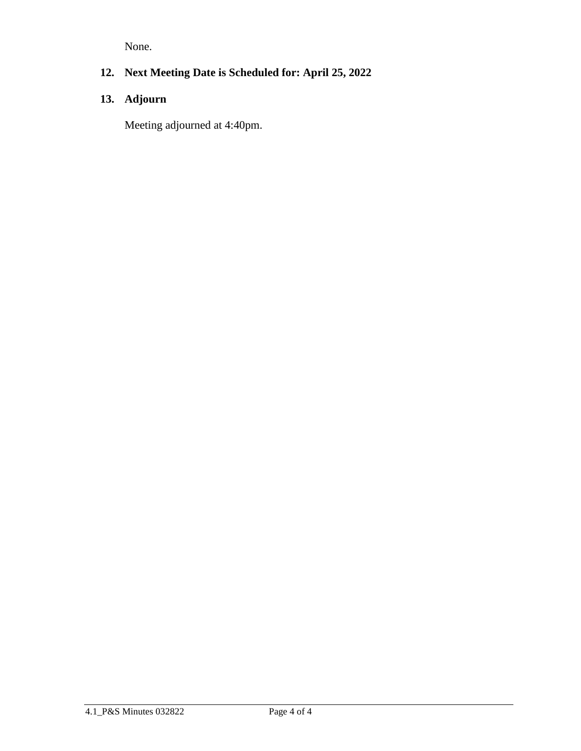None.

## 12. Next Meeting Date is Scheduled for: April 25, 2022

## 13. Adjourn

Meeting adjourned at 4:40pm.